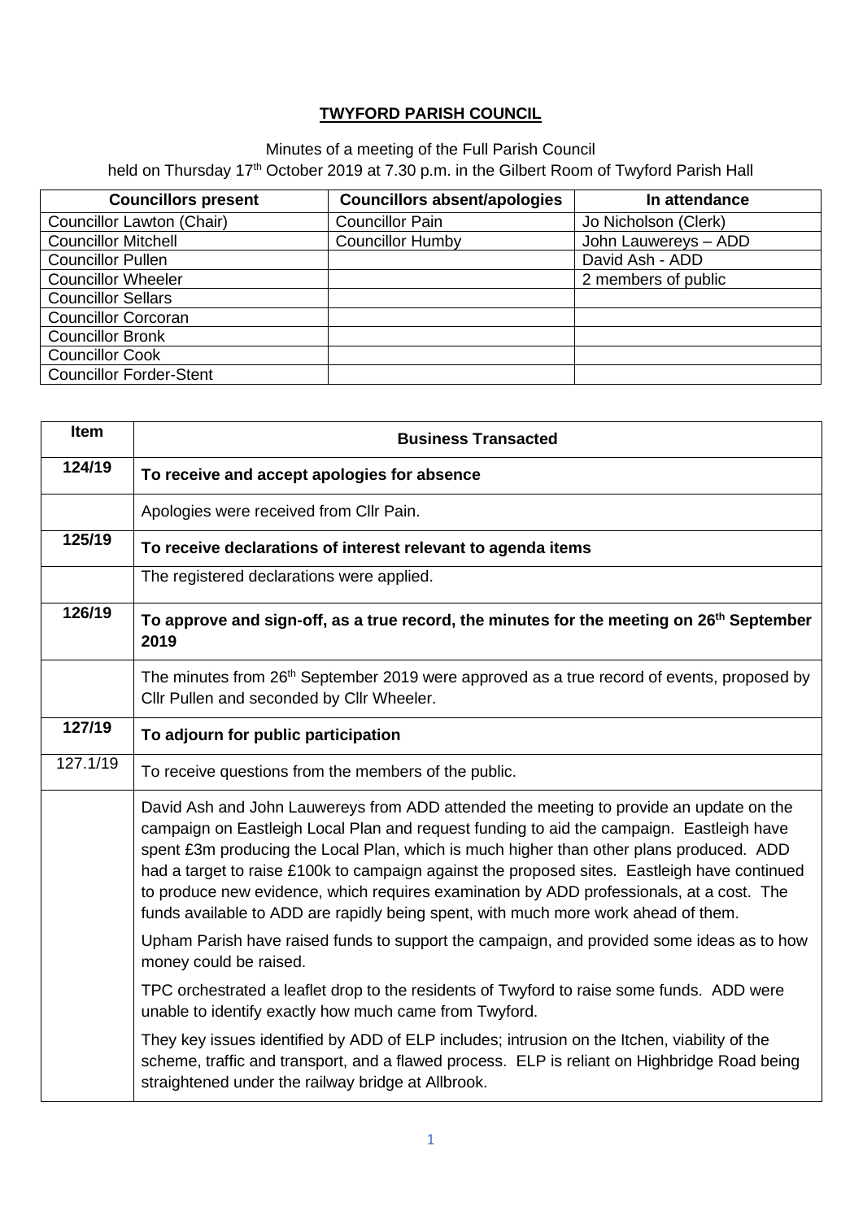# TWYFORD PARISH COUNCIL

Minutes of a meeting of the Full Parish Council
held on Thursday 17th October 2019 at 7.30 p.m. in the Gilbert Room of Twyford Parish Hall

| Councillors present | Councillors absent/apologies | In attendance |
|---|---|---|
| Councillor Lawton (Chair) | Councillor Pain | Jo Nicholson (Clerk) |
| Councillor Mitchell | Councillor Humby | John Lauwereys – ADD |
| Councillor Pullen | | David Ash - ADD |
| Councillor Wheeler | | 2 members of public |
| Councillor Sellars | | |
| Councillor Corcoran | | |
| Councillor Bronk | | |
| Councillor Cook | | |
| Councillor Forder-Stent | | |

| Item | Business Transacted |
|---|---|
| **124/19** | **To receive and accept apologies for absence** |
| | Apologies were received from Cllr Pain. |
| **125/19** | **To receive declarations of interest relevant to agenda items** |
| | The registered declarations were applied. |
| **126/19** | **To approve and sign-off, as a true record, the minutes for the meeting on 26th September 2019** |
| | The minutes from 26th September 2019 were approved as a true record of events, proposed by Cllr Pullen and seconded by Cllr Wheeler. |
| **127/19** | **To adjourn for public participation** |
| 127.1/19 | To receive questions from the members of the public. |
| | David Ash and John Lauwereys from ADD attended the meeting to provide an update on the campaign on Eastleigh Local Plan and request funding to aid the campaign. Eastleigh have spent £3m producing the Local Plan, which is much higher than other plans produced. ADD had a target to raise £100k to campaign against the proposed sites. Eastleigh have continued to produce new evidence, which requires examination by ADD professionals, at a cost. The funds available to ADD are rapidly being spent, with much more work ahead of them. <br><br> Upham Parish have raised funds to support the campaign, and provided some ideas as to how money could be raised. <br><br> TPC orchestrated a leaflet drop to the residents of Twyford to raise some funds. ADD were unable to identify exactly how much came from Twyford. <br><br> They key issues identified by ADD of ELP includes; intrusion on the Itchen, viability of the scheme, traffic and transport, and a flawed process. ELP is reliant on Highbridge Road being straightened under the railway bridge at Allbrook. |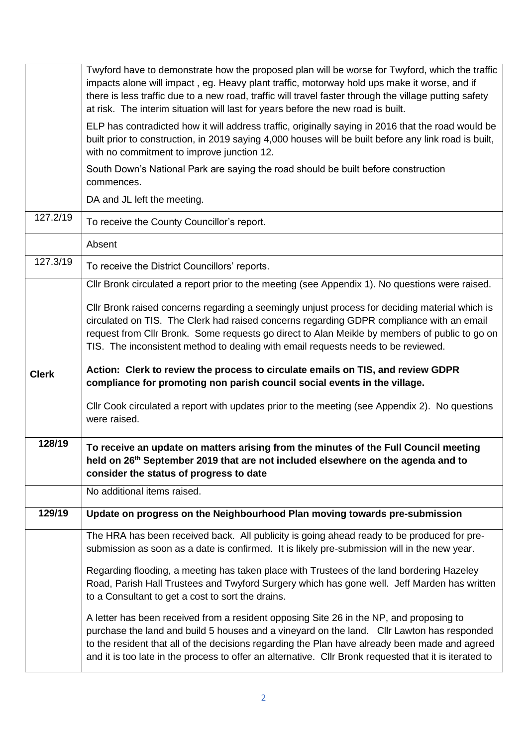| | |
|---|---|
| | Twyford have to demonstrate how the proposed plan will be worse for Twyford, which the traffic impacts alone will impact , eg. Heavy plant traffic, motorway hold ups make it worse, and if there is less traffic due to a new road, traffic will travel faster through the village putting safety at risk. The interim situation will last for years before the new road is built.<br><br>ELP has contradicted how it will address traffic, originally saying in 2016 that the road would be built prior to construction, in 2019 saying 4,000 houses will be built before any link road is built, with no commitment to improve junction 12.<br><br>South Down's National Park are saying the road should be built before construction commences.<br><br>DA and JL left the meeting. |
| 127.2/19 | To receive the County Councillor's report. |
| | Absent |
| 127.3/19 | To receive the District Councillors' reports. |
| **Clerk** | Cllr Bronk circulated a report prior to the meeting (see Appendix 1). No questions were raised.<br><br>Cllr Bronk raised concerns regarding a seemingly unjust process for deciding material which is circulated on TIS. The Clerk had raised concerns regarding GDPR compliance with an email request from Cllr Bronk. Some requests go direct to Alan Meikle by members of public to go on TIS. The inconsistent method to dealing with email requests needs to be reviewed.<br><br>**Action: Clerk to review the process to circulate emails on TIS, and review GDPR compliance for promoting non parish council social events in the village.**<br><br>Cllr Cook circulated a report with updates prior to the meeting (see Appendix 2). No questions were raised. |
| **128/19** | **To receive an update on matters arising from the minutes of the Full Council meeting held on 26th September 2019 that are not included elsewhere on the agenda and to consider the status of progress to date** |
| | No additional items raised. |
| **129/19** | **Update on progress on the Neighbourhood Plan moving towards pre-submission** |
| | The HRA has been received back. All publicity is going ahead ready to be produced for pre-submission as soon as a date is confirmed. It is likely pre-submission will in the new year.<br><br>Regarding flooding, a meeting has taken place with Trustees of the land bordering Hazeley Road, Parish Hall Trustees and Twyford Surgery which has gone well. Jeff Marden has written to a Consultant to get a cost to sort the drains.<br><br>A letter has been received from a resident opposing Site 26 in the NP, and proposing to purchase the land and build 5 houses and a vineyard on the land. Cllr Lawton has responded to the resident that all of the decisions regarding the Plan have already been made and agreed and it is too late in the process to offer an alternative. Cllr Bronk requested that it is iterated to |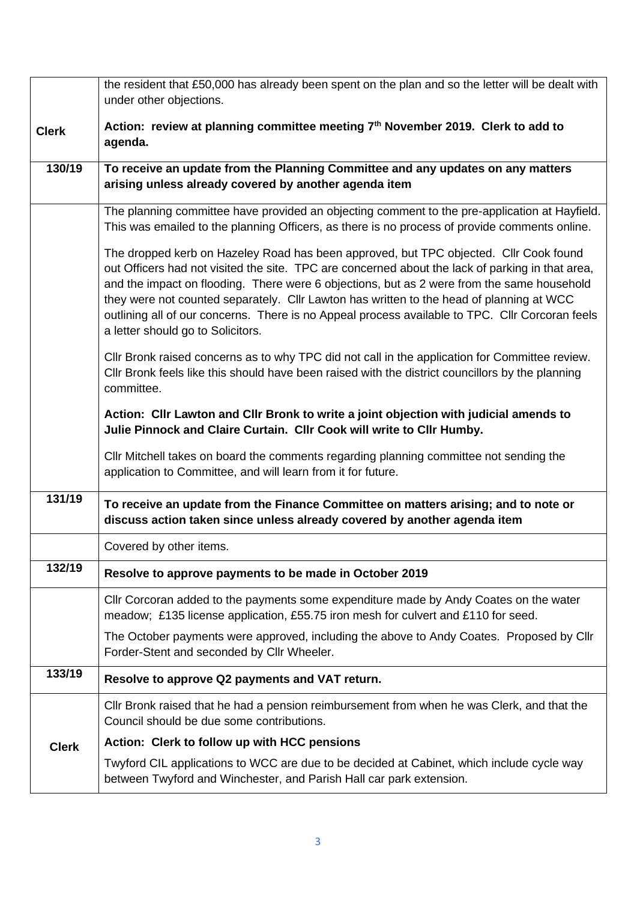| | |
|---|---|
| | the resident that £50,000 has already been spent on the plan and so the letter will be dealt with under other objections. |
| **Clerk** | **Action: review at planning committee meeting 7th November 2019. Clerk to add to agenda.** |
| **130/19** | **To receive an update from the Planning Committee and any updates on any matters arising unless already covered by another agenda item** |
| | The planning committee have provided an objecting comment to the pre-application at Hayfield. This was emailed to the planning Officers, as there is no process of provide comments online.<br><br>The dropped kerb on Hazeley Road has been approved, but TPC objected. Cllr Cook found out Officers had not visited the site. TPC are concerned about the lack of parking in that area, and the impact on flooding. There were 6 objections, but as 2 were from the same household they were not counted separately. Cllr Lawton has written to the head of planning at WCC outlining all of our concerns. There is no Appeal process available to TPC. Cllr Corcoran feels a letter should go to Solicitors.<br><br>Cllr Bronk raised concerns as to why TPC did not call in the application for Committee review. Cllr Bronk feels like this should have been raised with the district councillors by the planning committee.<br><br>**Action: Cllr Lawton and Cllr Bronk to write a joint objection with judicial amends to Julie Pinnock and Claire Curtain. Cllr Cook will write to Cllr Humby.**<br><br>Cllr Mitchell takes on board the comments regarding planning committee not sending the application to Committee, and will learn from it for future. |
| **131/19** | **To receive an update from the Finance Committee on matters arising; and to note or discuss action taken since unless already covered by another agenda item** |
| | Covered by other items. |
| **132/19** | **Resolve to approve payments to be made in October 2019** |
| | Cllr Corcoran added to the payments some expenditure made by Andy Coates on the water meadow; £135 license application, £55.75 iron mesh for culvert and £110 for seed.<br><br>The October payments were approved, including the above to Andy Coates. Proposed by Cllr Forder-Stent and seconded by Cllr Wheeler. |
| **133/19** | **Resolve to approve Q2 payments and VAT return.** |
| **Clerk** | Cllr Bronk raised that he had a pension reimbursement from when he was Clerk, and that the Council should be due some contributions.<br><br>**Action: Clerk to follow up with HCC pensions**<br><br>Twyford CIL applications to WCC are due to be decided at Cabinet, which include cycle way between Twyford and Winchester, and Parish Hall car park extension. |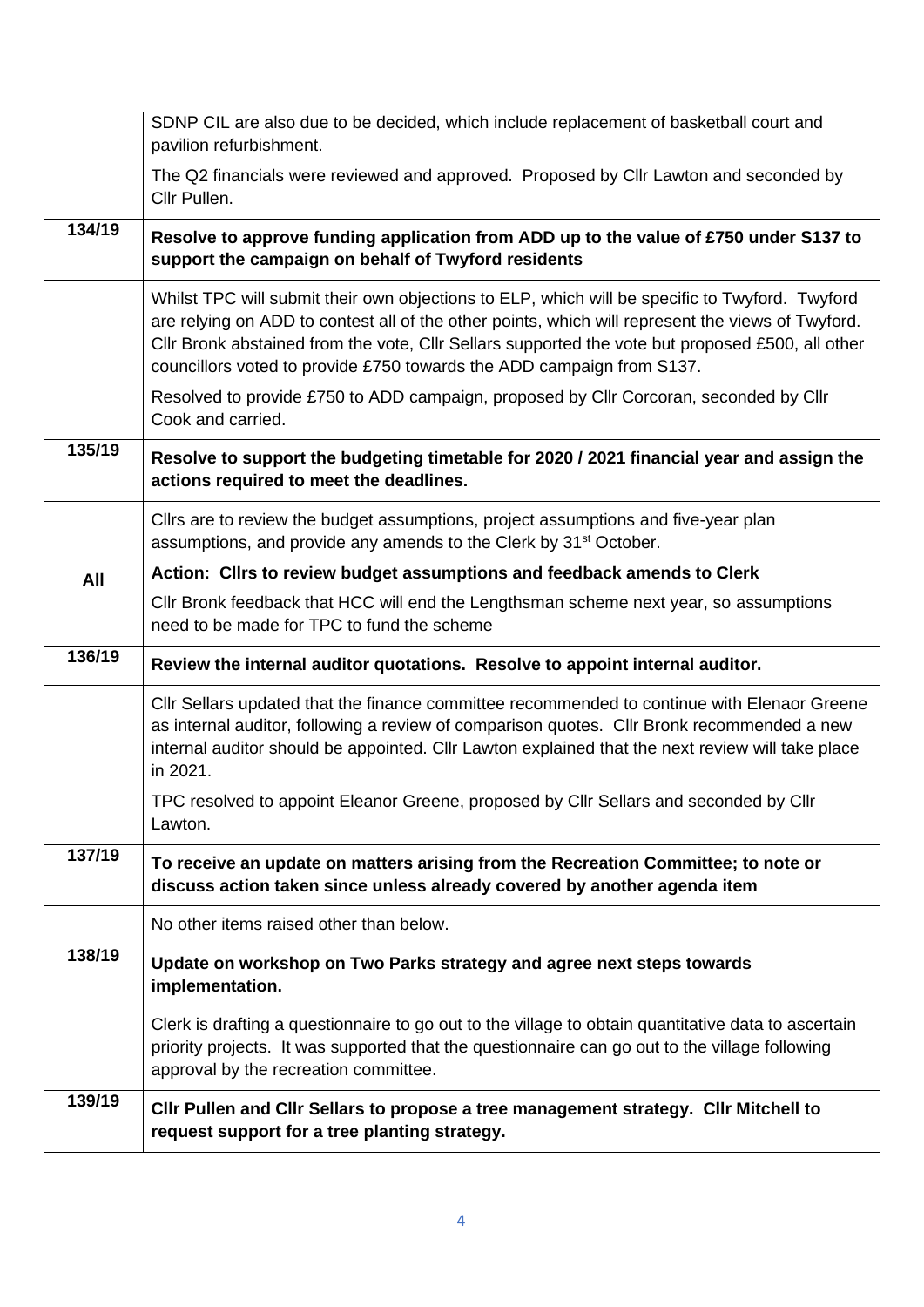| | |
|---|---|
| | SDNP CIL are also due to be decided, which include replacement of basketball court and pavilion refurbishment.<br><br>The Q2 financials were reviewed and approved. Proposed by Cllr Lawton and seconded by Cllr Pullen. |
| **134/19** | **Resolve to approve funding application from ADD up to the value of £750 under S137 to support the campaign on behalf of Twyford residents** |
| | Whilst TPC will submit their own objections to ELP, which will be specific to Twyford. Twyford are relying on ADD to contest all of the other points, which will represent the views of Twyford. Cllr Bronk abstained from the vote, Cllr Sellars supported the vote but proposed £500, all other councillors voted to provide £750 towards the ADD campaign from S137.<br><br>Resolved to provide £750 to ADD campaign, proposed by Cllr Corcoran, seconded by Cllr Cook and carried. |
| **135/19** | **Resolve to support the budgeting timetable for 2020 / 2021 financial year and assign the actions required to meet the deadlines.** |
| **All** | Cllrs are to review the budget assumptions, project assumptions and five-year plan assumptions, and provide any amends to the Clerk by 31st October.<br><br>**Action: Cllrs to review budget assumptions and feedback amends to Clerk**<br><br>Cllr Bronk feedback that HCC will end the Lengthsman scheme next year, so assumptions need to be made for TPC to fund the scheme |
| **136/19** | **Review the internal auditor quotations. Resolve to appoint internal auditor.** |
| | Cllr Sellars updated that the finance committee recommended to continue with Elenaor Greene as internal auditor, following a review of comparison quotes. Cllr Bronk recommended a new internal auditor should be appointed. Cllr Lawton explained that the next review will take place in 2021.<br><br>TPC resolved to appoint Eleanor Greene, proposed by Cllr Sellars and seconded by Cllr Lawton. |
| **137/19** | **To receive an update on matters arising from the Recreation Committee; to note or discuss action taken since unless already covered by another agenda item** |
| | No other items raised other than below. |
| **138/19** | **Update on workshop on Two Parks strategy and agree next steps towards implementation.** |
| | Clerk is drafting a questionnaire to go out to the village to obtain quantitative data to ascertain priority projects. It was supported that the questionnaire can go out to the village following approval by the recreation committee. |
| **139/19** | **Cllr Pullen and Cllr Sellars to propose a tree management strategy. Cllr Mitchell to request support for a tree planting strategy.** |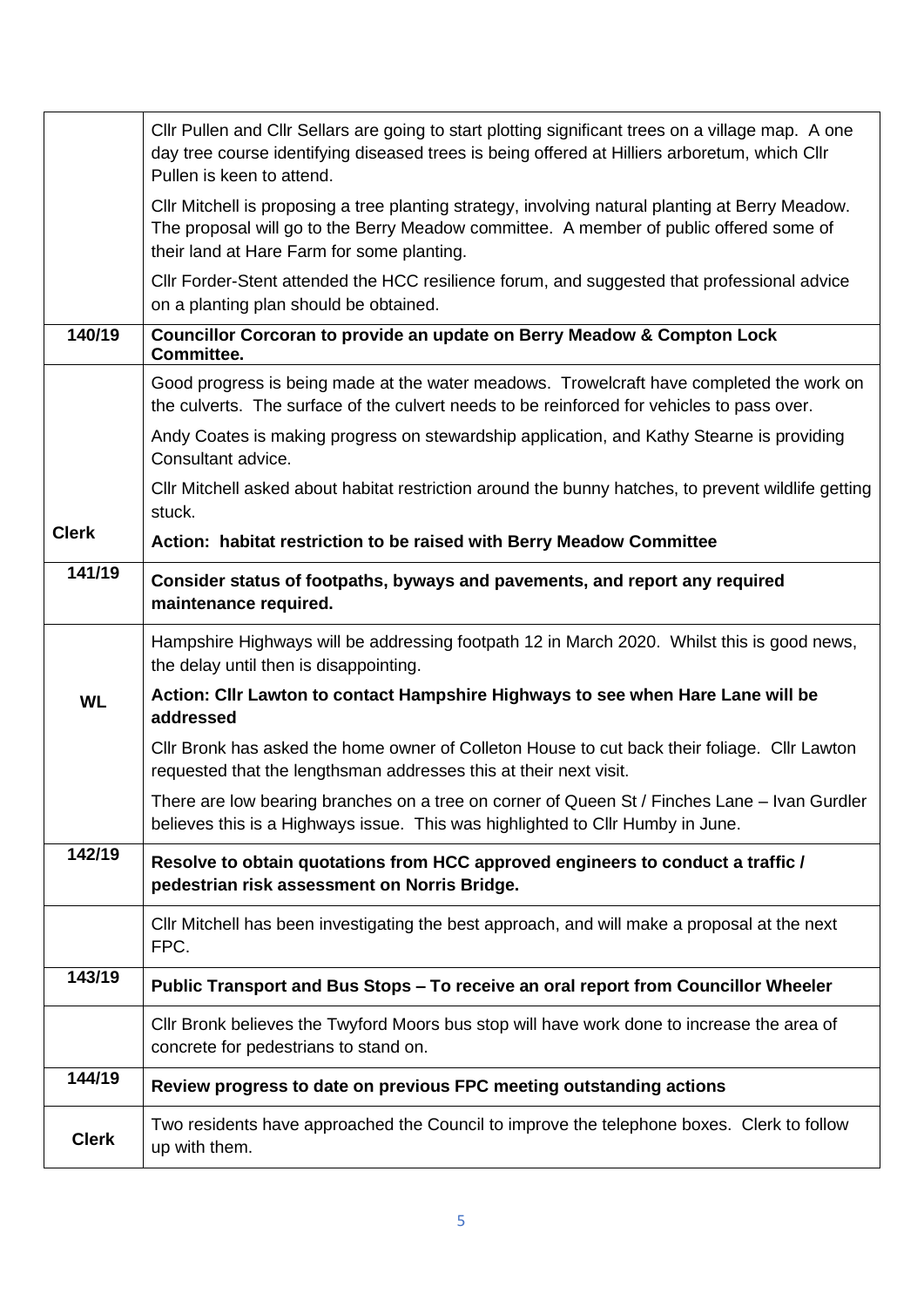| | |
|---|---|
| | Cllr Pullen and Cllr Sellars are going to start plotting significant trees on a village map. A one day tree course identifying diseased trees is being offered at Hilliers arboretum, which Cllr Pullen is keen to attend.<br><br>Cllr Mitchell is proposing a tree planting strategy, involving natural planting at Berry Meadow. The proposal will go to the Berry Meadow committee. A member of public offered some of their land at Hare Farm for some planting.<br><br>Cllr Forder-Stent attended the HCC resilience forum, and suggested that professional advice on a planting plan should be obtained. |
| **140/19** | **Councillor Corcoran to provide an update on Berry Meadow & Compton Lock Committee.** |
| **Clerk** | Good progress is being made at the water meadows. Trowelcraft have completed the work on the culverts. The surface of the culvert needs to be reinforced for vehicles to pass over.<br><br>Andy Coates is making progress on stewardship application, and Kathy Stearne is providing Consultant advice.<br><br>Cllr Mitchell asked about habitat restriction around the bunny hatches, to prevent wildlife getting stuck.<br><br>**Action: habitat restriction to be raised with Berry Meadow Committee** |
| **141/19** | **Consider status of footpaths, byways and pavements, and report any required maintenance required.** |
| **WL** | Hampshire Highways will be addressing footpath 12 in March 2020. Whilst this is good news, the delay until then is disappointing.<br><br>**Action: Cllr Lawton to contact Hampshire Highways to see when Hare Lane will be addressed**<br><br>Cllr Bronk has asked the home owner of Colleton House to cut back their foliage. Cllr Lawton requested that the lengthsman addresses this at their next visit.<br><br>There are low bearing branches on a tree on corner of Queen St / Finches Lane – Ivan Gurdler believes this is a Highways issue. This was highlighted to Cllr Humby in June. |
| **142/19** | **Resolve to obtain quotations from HCC approved engineers to conduct a traffic / pedestrian risk assessment on Norris Bridge.** |
| | Cllr Mitchell has been investigating the best approach, and will make a proposal at the next FPC. |
| **143/19** | **Public Transport and Bus Stops – To receive an oral report from Councillor Wheeler** |
| | Cllr Bronk believes the Twyford Moors bus stop will have work done to increase the area of concrete for pedestrians to stand on. |
| **144/19** | **Review progress to date on previous FPC meeting outstanding actions** |
| **Clerk** | Two residents have approached the Council to improve the telephone boxes. Clerk to follow up with them. |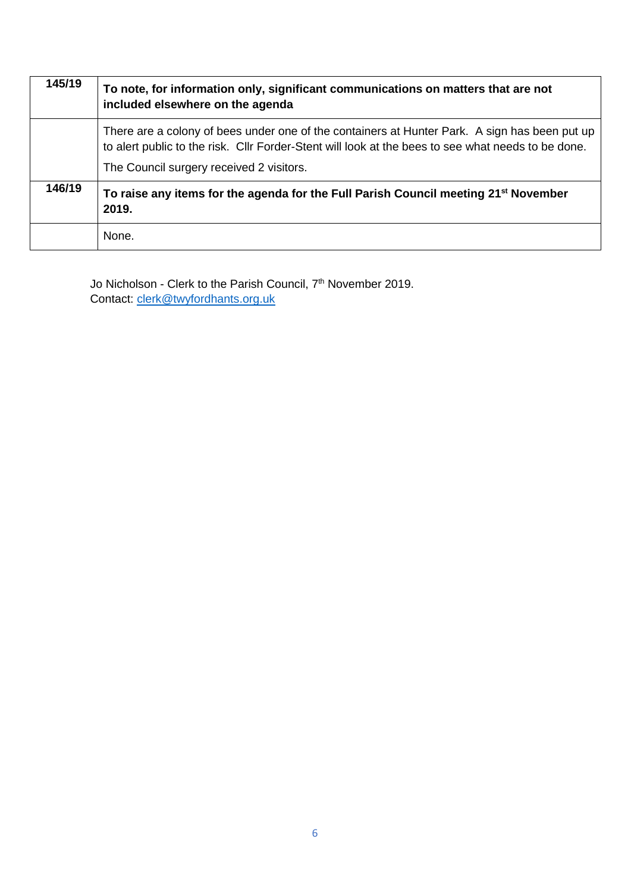| | |
|---|---|
| **145/19** | **To note, for information only, significant communications on matters that are not included elsewhere on the agenda** |
| | There are a colony of bees under one of the containers at Hunter Park. A sign has been put up to alert public to the risk. Cllr Forder-Stent will look at the bees to see what needs to be done.<br>The Council surgery received 2 visitors. |
| **146/19** | **To raise any items for the agenda for the Full Parish Council meeting 21st November 2019.** |
| | None. |

Jo Nicholson - Clerk to the Parish Council, 7th November 2019.
Contact: [clerk@twyfordhants.org.uk](mailto:clerk@twyfordhants.org.uk)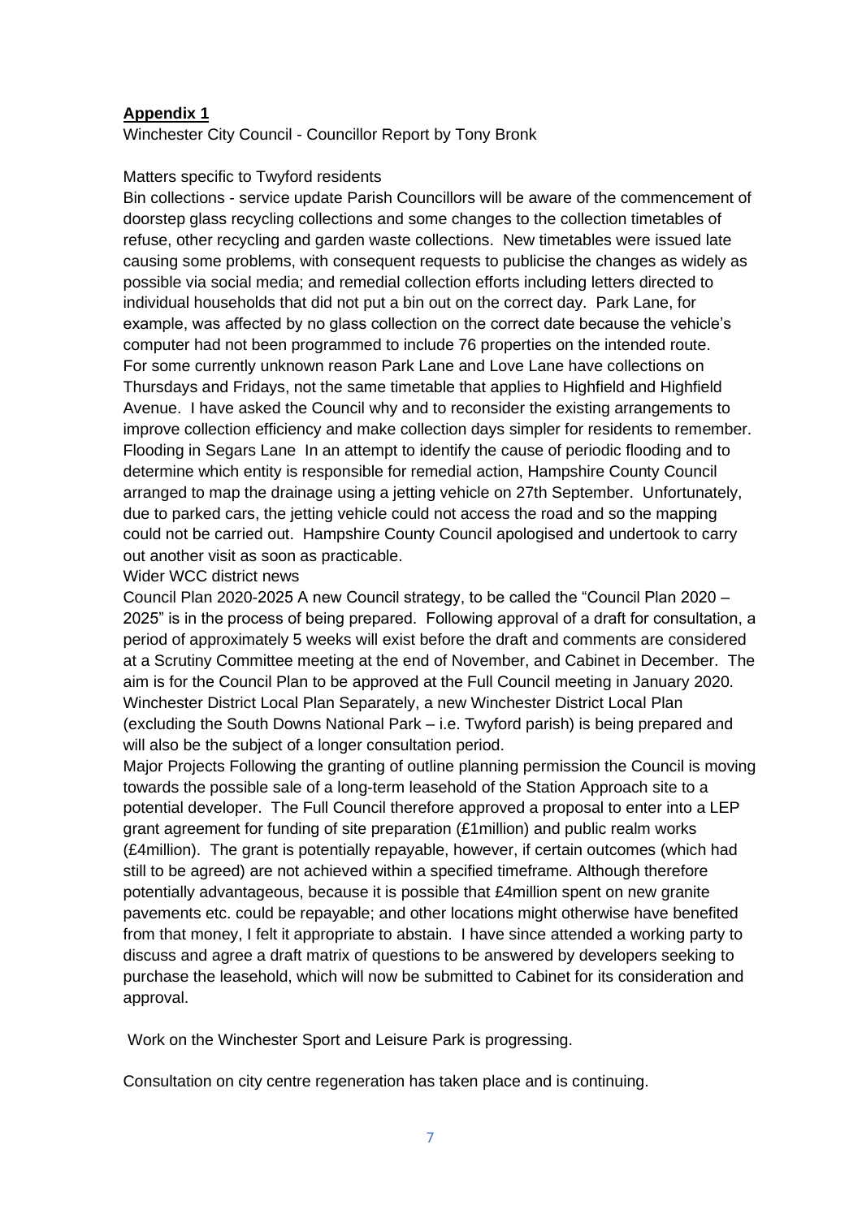**Appendix 1**

Winchester City Council - Councillor Report by Tony Bronk

Matters specific to Twyford residents

Bin collections - service update Parish Councillors will be aware of the commencement of doorstep glass recycling collections and some changes to the collection timetables of refuse, other recycling and garden waste collections. New timetables were issued late causing some problems, with consequent requests to publicise the changes as widely as possible via social media; and remedial collection efforts including letters directed to individual households that did not put a bin out on the correct day. Park Lane, for example, was affected by no glass collection on the correct date because the vehicle's computer had not been programmed to include 76 properties on the intended route. For some currently unknown reason Park Lane and Love Lane have collections on Thursdays and Fridays, not the same timetable that applies to Highfield and Highfield Avenue. I have asked the Council why and to reconsider the existing arrangements to improve collection efficiency and make collection days simpler for residents to remember.

Flooding in Segars Lane In an attempt to identify the cause of periodic flooding and to determine which entity is responsible for remedial action, Hampshire County Council arranged to map the drainage using a jetting vehicle on 27th September. Unfortunately, due to parked cars, the jetting vehicle could not access the road and so the mapping could not be carried out. Hampshire County Council apologised and undertook to carry out another visit as soon as practicable.

Wider WCC district news

Council Plan 2020-2025 A new Council strategy, to be called the "Council Plan 2020 – 2025" is in the process of being prepared. Following approval of a draft for consultation, a period of approximately 5 weeks will exist before the draft and comments are considered at a Scrutiny Committee meeting at the end of November, and Cabinet in December. The aim is for the Council Plan to be approved at the Full Council meeting in January 2020.

Winchester District Local Plan Separately, a new Winchester District Local Plan (excluding the South Downs National Park – i.e. Twyford parish) is being prepared and will also be the subject of a longer consultation period.

Major Projects Following the granting of outline planning permission the Council is moving towards the possible sale of a long-term leasehold of the Station Approach site to a potential developer. The Full Council therefore approved a proposal to enter into a LEP grant agreement for funding of site preparation (£1million) and public realm works (£4million). The grant is potentially repayable, however, if certain outcomes (which had still to be agreed) are not achieved within a specified timeframe. Although therefore potentially advantageous, because it is possible that £4million spent on new granite pavements etc. could be repayable; and other locations might otherwise have benefited from that money, I felt it appropriate to abstain. I have since attended a working party to discuss and agree a draft matrix of questions to be answered by developers seeking to purchase the leasehold, which will now be submitted to Cabinet for its consideration and approval.

Work on the Winchester Sport and Leisure Park is progressing.

Consultation on city centre regeneration has taken place and is continuing.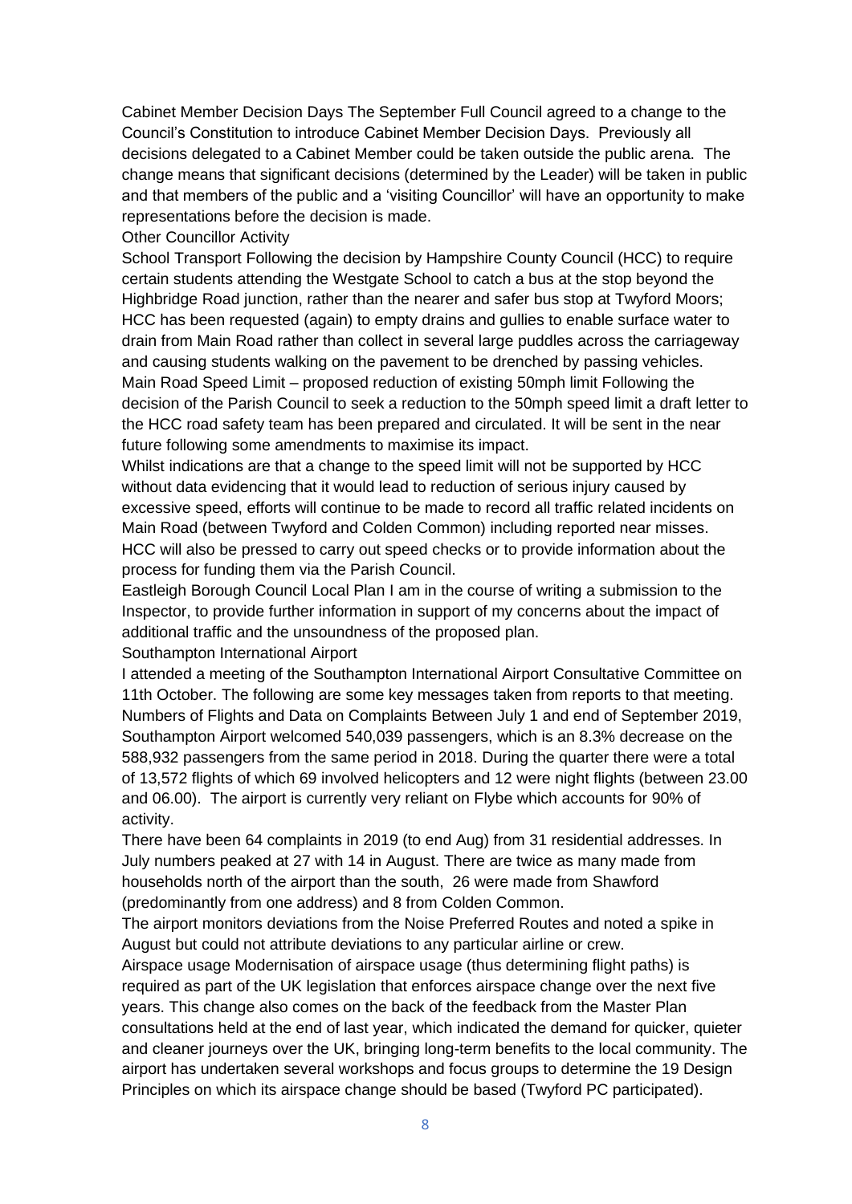Cabinet Member Decision Days The September Full Council agreed to a change to the Council's Constitution to introduce Cabinet Member Decision Days. Previously all decisions delegated to a Cabinet Member could be taken outside the public arena. The change means that significant decisions (determined by the Leader) will be taken in public and that members of the public and a 'visiting Councillor' will have an opportunity to make representations before the decision is made.

Other Councillor Activity

School Transport Following the decision by Hampshire County Council (HCC) to require certain students attending the Westgate School to catch a bus at the stop beyond the Highbridge Road junction, rather than the nearer and safer bus stop at Twyford Moors; HCC has been requested (again) to empty drains and gullies to enable surface water to drain from Main Road rather than collect in several large puddles across the carriageway and causing students walking on the pavement to be drenched by passing vehicles.

Main Road Speed Limit – proposed reduction of existing 50mph limit Following the decision of the Parish Council to seek a reduction to the 50mph speed limit a draft letter to the HCC road safety team has been prepared and circulated. It will be sent in the near future following some amendments to maximise its impact.

Whilst indications are that a change to the speed limit will not be supported by HCC without data evidencing that it would lead to reduction of serious injury caused by excessive speed, efforts will continue to be made to record all traffic related incidents on Main Road (between Twyford and Colden Common) including reported near misses. HCC will also be pressed to carry out speed checks or to provide information about the process for funding them via the Parish Council.

Eastleigh Borough Council Local Plan I am in the course of writing a submission to the Inspector, to provide further information in support of my concerns about the impact of additional traffic and the unsoundness of the proposed plan.

Southampton International Airport

I attended a meeting of the Southampton International Airport Consultative Committee on 11th October. The following are some key messages taken from reports to that meeting.

Numbers of Flights and Data on Complaints Between July 1 and end of September 2019, Southampton Airport welcomed 540,039 passengers, which is an 8.3% decrease on the 588,932 passengers from the same period in 2018. During the quarter there were a total of 13,572 flights of which 69 involved helicopters and 12 were night flights (between 23.00 and 06.00). The airport is currently very reliant on Flybe which accounts for 90% of activity.

There have been 64 complaints in 2019 (to end Aug) from 31 residential addresses. In July numbers peaked at 27 with 14 in August. There are twice as many made from households north of the airport than the south, 26 were made from Shawford (predominantly from one address) and 8 from Colden Common.

The airport monitors deviations from the Noise Preferred Routes and noted a spike in August but could not attribute deviations to any particular airline or crew.

Airspace usage Modernisation of airspace usage (thus determining flight paths) is required as part of the UK legislation that enforces airspace change over the next five years. This change also comes on the back of the feedback from the Master Plan consultations held at the end of last year, which indicated the demand for quicker, quieter and cleaner journeys over the UK, bringing long-term benefits to the local community. The airport has undertaken several workshops and focus groups to determine the 19 Design Principles on which its airspace change should be based (Twyford PC participated).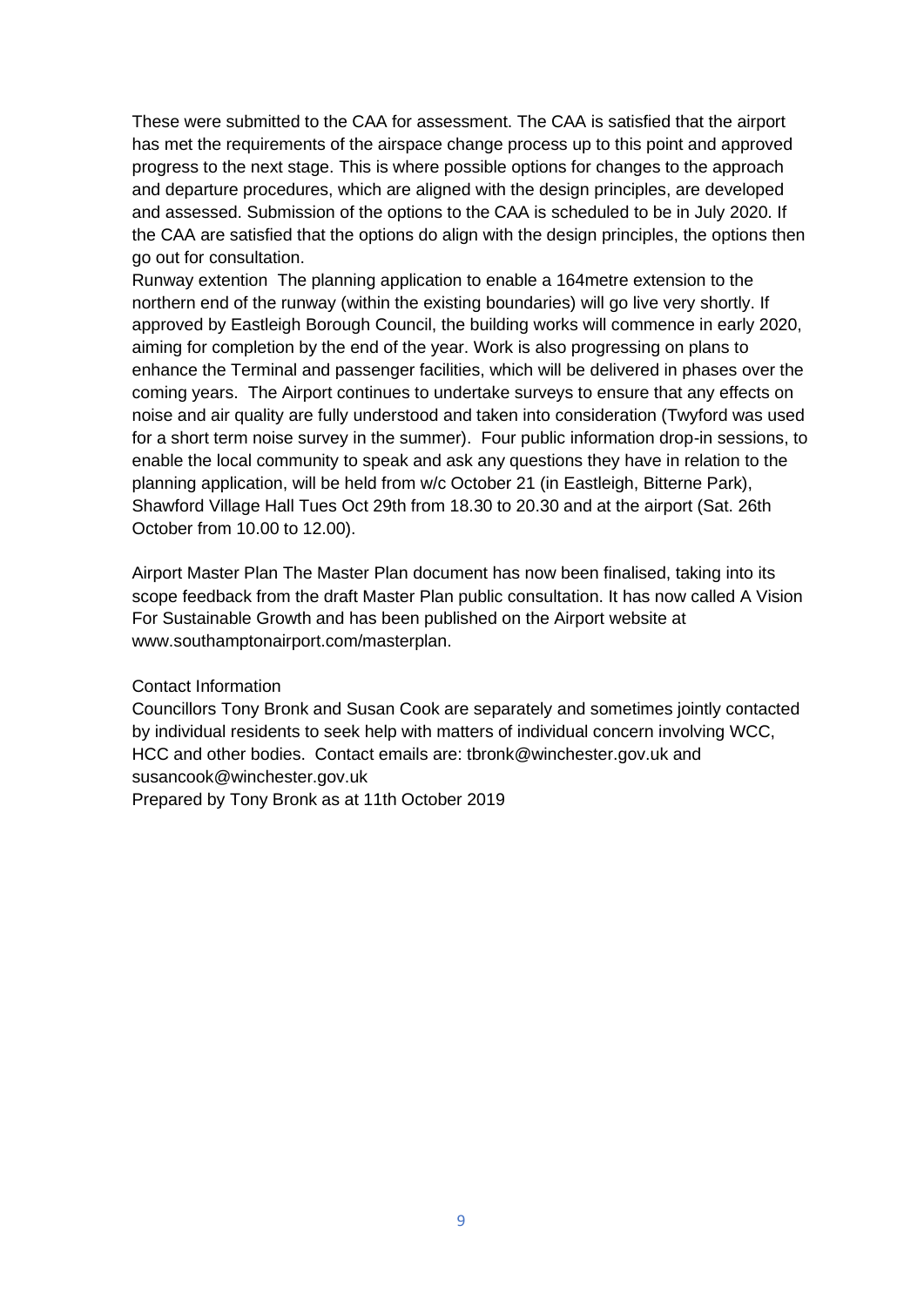These were submitted to the CAA for assessment. The CAA is satisfied that the airport has met the requirements of the airspace change process up to this point and approved progress to the next stage. This is where possible options for changes to the approach and departure procedures, which are aligned with the design principles, are developed and assessed. Submission of the options to the CAA is scheduled to be in July 2020. If the CAA are satisfied that the options do align with the design principles, the options then go out for consultation.

Runway extention The planning application to enable a 164metre extension to the northern end of the runway (within the existing boundaries) will go live very shortly. If approved by Eastleigh Borough Council, the building works will commence in early 2020, aiming for completion by the end of the year. Work is also progressing on plans to enhance the Terminal and passenger facilities, which will be delivered in phases over the coming years. The Airport continues to undertake surveys to ensure that any effects on noise and air quality are fully understood and taken into consideration (Twyford was used for a short term noise survey in the summer). Four public information drop-in sessions, to enable the local community to speak and ask any questions they have in relation to the planning application, will be held from w/c October 21 (in Eastleigh, Bitterne Park), Shawford Village Hall Tues Oct 29th from 18.30 to 20.30 and at the airport (Sat. 26th October from 10.00 to 12.00).

Airport Master Plan The Master Plan document has now been finalised, taking into its scope feedback from the draft Master Plan public consultation. It has now called A Vision For Sustainable Growth and has been published on the Airport website at www.southamptonairport.com/masterplan.

Contact Information

Councillors Tony Bronk and Susan Cook are separately and sometimes jointly contacted by individual residents to seek help with matters of individual concern involving WCC, HCC and other bodies. Contact emails are: tbronk@winchester.gov.uk and susancook@winchester.gov.uk

Prepared by Tony Bronk as at 11th October 2019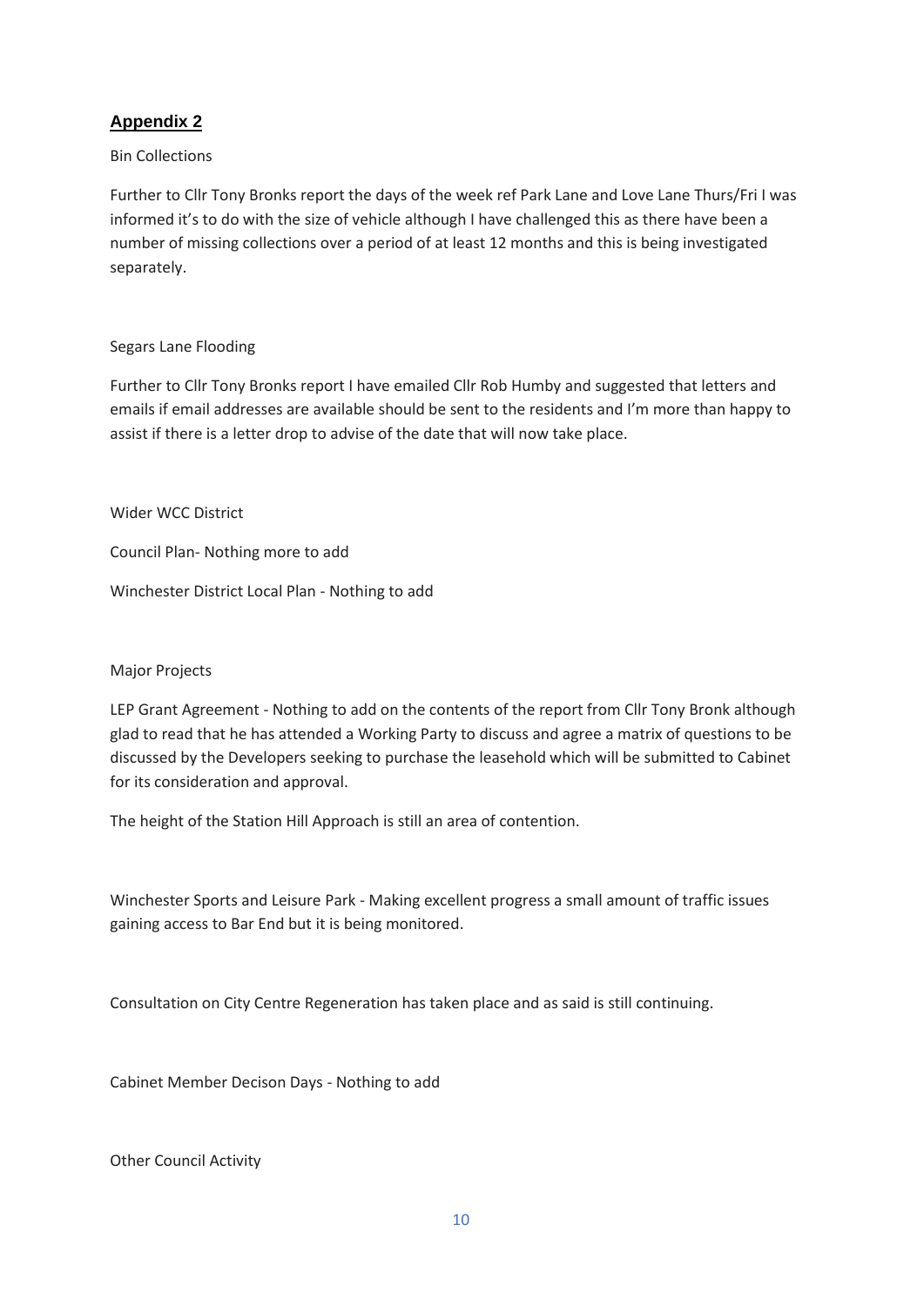## Appendix 2

Bin Collections

Further to Cllr Tony Bronks report the days of the week ref Park Lane and Love Lane Thurs/Fri I was informed it's to do with the size of vehicle although I have challenged this as there have been a number of missing collections over a period of at least 12 months and this is being investigated separately.

Segars Lane Flooding

Further to Cllr Tony Bronks report I have emailed Cllr Rob Humby and suggested that letters and emails if email addresses are available should be sent to the residents and I'm more than happy to assist if there is a letter drop to advise of the date that will now take place.

Wider WCC District

Council Plan- Nothing more to add

Winchester District Local Plan - Nothing to add

Major Projects

LEP Grant Agreement - Nothing to add on the contents of the report from Cllr Tony Bronk although glad to read that he has attended a Working Party to discuss and agree a matrix of questions to be discussed by the Developers seeking to purchase the leasehold which will be submitted to Cabinet for its consideration and approval.

The height of the Station Hill Approach is still an area of contention.

Winchester Sports and Leisure Park - Making excellent progress a small amount of traffic issues gaining access to Bar End but it is being monitored.

Consultation on City Centre Regeneration has taken place and as said is still continuing.

Cabinet Member Decison Days - Nothing to add

Other Council Activity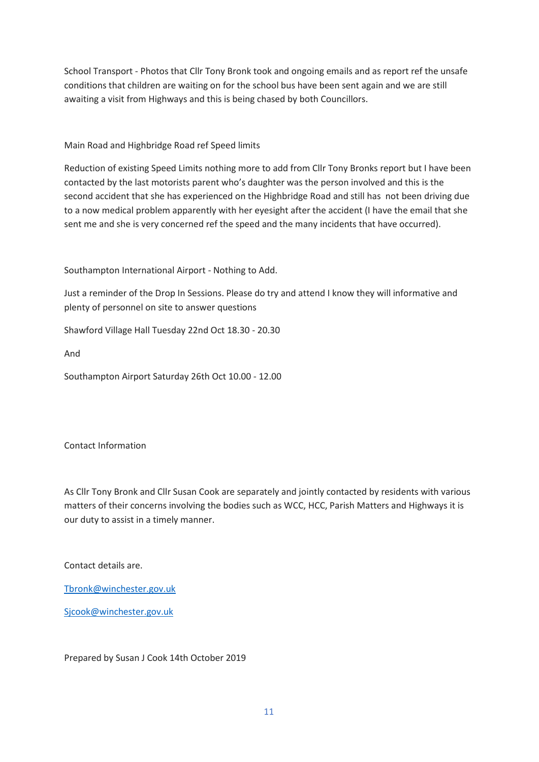School Transport - Photos that Cllr Tony Bronk took and ongoing emails and as report ref the unsafe conditions that children are waiting on for the school bus have been sent again and we are still awaiting a visit from Highways and this is being chased by both Councillors.

Main Road and Highbridge Road ref Speed limits

Reduction of existing Speed Limits nothing more to add from Cllr Tony Bronks report but I have been contacted by the last motorists parent who's daughter was the person involved and this is the second accident that she has experienced on the Highbridge Road and still has not been driving due to a now medical problem apparently with her eyesight after the accident (I have the email that she sent me and she is very concerned ref the speed and the many incidents that have occurred).

Southampton International Airport - Nothing to Add.

Just a reminder of the Drop In Sessions. Please do try and attend I know they will informative and plenty of personnel on site to answer questions

Shawford Village Hall Tuesday 22nd Oct 18.30 - 20.30

And

Southampton Airport Saturday 26th Oct 10.00 - 12.00

Contact Information

As Cllr Tony Bronk and Cllr Susan Cook are separately and jointly contacted by residents with various matters of their concerns involving the bodies such as WCC, HCC, Parish Matters and Highways it is our duty to assist in a timely manner.

Contact details are.

Tbronk@winchester.gov.uk

Sjcook@winchester.gov.uk

Prepared by Susan J Cook 14th October 2019